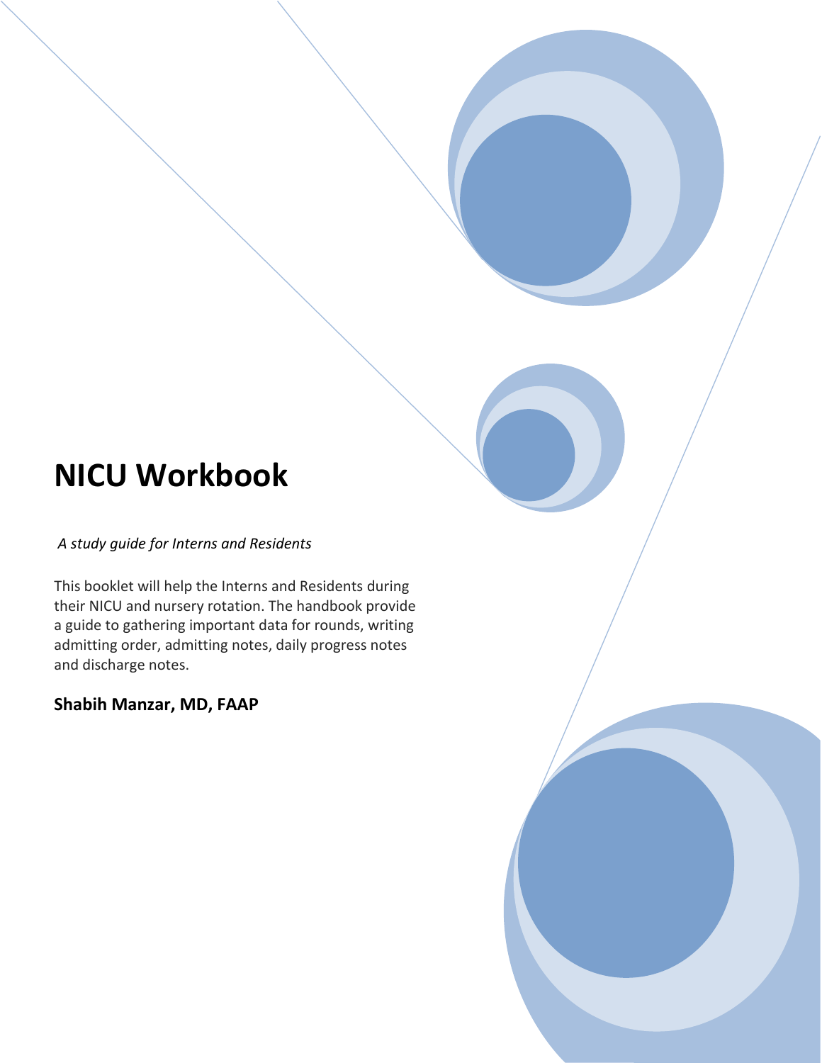# NICU Workbook

*A study guide for Interns and Residents*

This booklet will help the Interns and Residents during their NICU and nursery rotation. The handbook provide a guide to gathering important data for rounds, writing admitting order, admitting notes, daily progress notes and discharge notes.

**Shabih Manzar, MD, FAAP**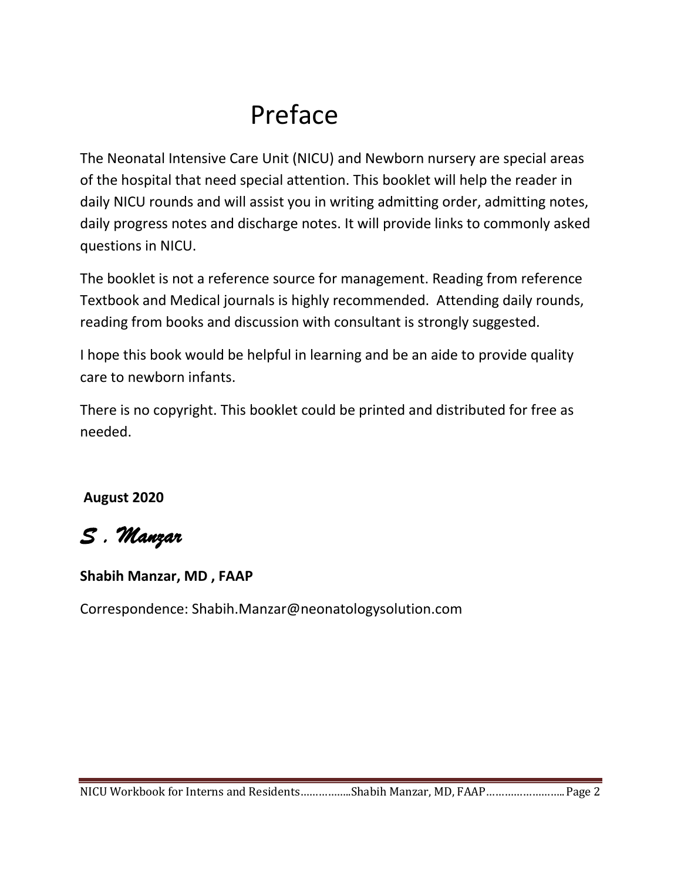# Preface

The Neonatal Intensive Care Unit (NICU) and Newborn nursery are special areas of the hospital that need special attention. This booklet will help the reader in daily NICU rounds and will assist you in writing admitting order, admitting notes, daily progress notes and discharge notes. It will provide links to commonly asked questions in NICU.

The booklet is not a reference source for management. Reading from reference Textbook and Medical journals is highly recommended. Attending daily rounds, reading from books and discussion with consultant is strongly suggested.

I hope this book would be helpful in learning and be an aide to provide quality care to newborn infants.

There is no copyright. This booklet could be printed and distributed for free as needed.

**August 2020**

*S . Manzar*

**Shabih Manzar, MD , FAAP**

Correspondence: Shabih.Manzar@neonatologysolution.com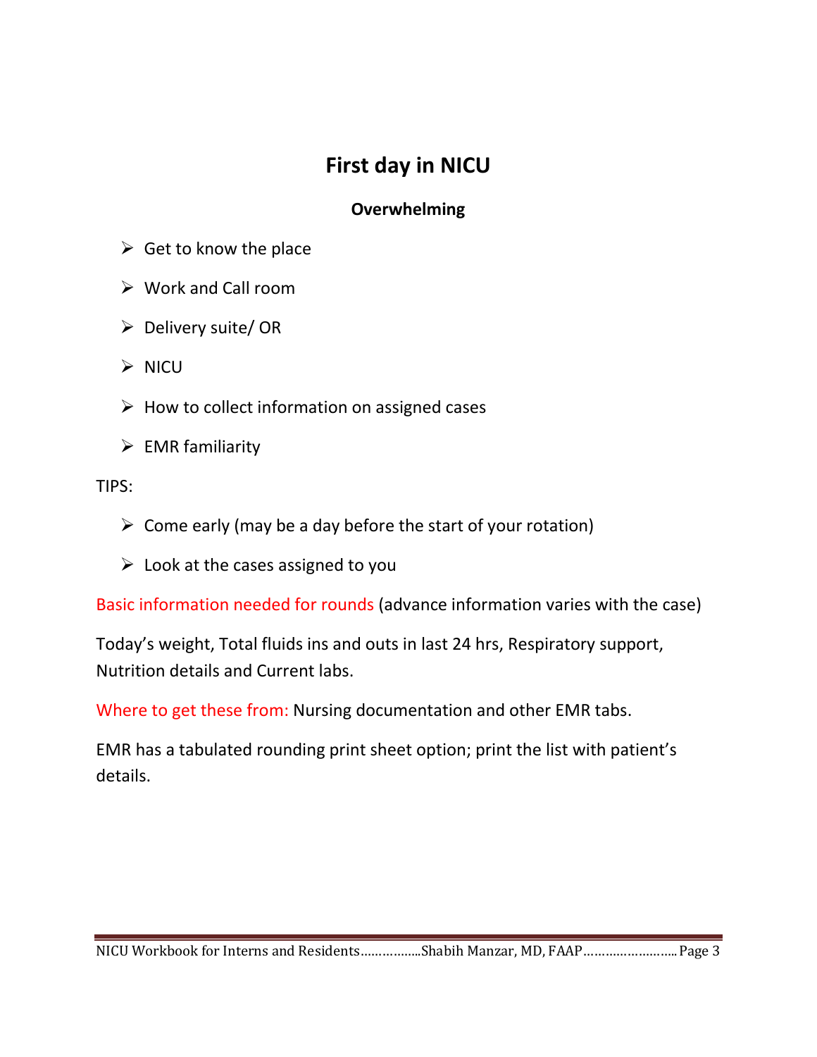# First day in NICU

## Overwhelming

- Get to know the place
- Work and Call room
- Delivery suite/ OR
- NICU
- How to collect information on assigned cases
- EMR familiarity

TIPS:

- Come early (may be a day before the start of your rotation)
- Look at the cases assigned to you

Basic information needed for rounds (advance information varies with the case)

Today's weight, Total fluids ins and outs in last 24 hrs, Respiratory support, Nutrition details and Current labs.

Where to get these from: Nursing documentation and other EMR tabs.

EMR has a tabulated rounding print sheet option; print the list with patient's details.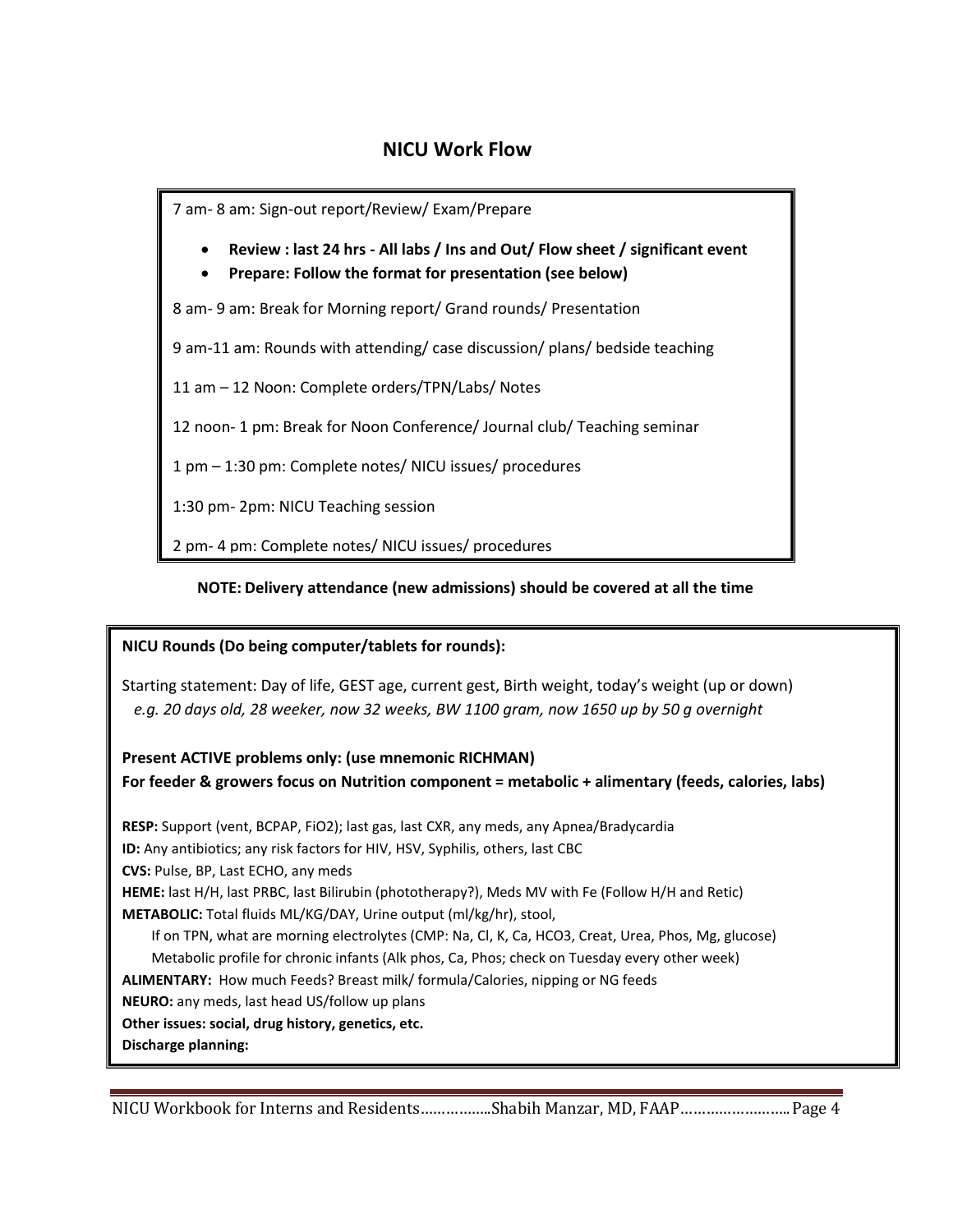## NICU Work Flow

7 am- 8 am: Sign-out report/Review/ Exam/Prepare

- **Review : last 24 hrs - All labs / Ins and Out/ Flow sheet / significant event**
- **Prepare: Follow the format for presentation (see below)**

8 am- 9 am: Break for Morning report/ Grand rounds/ Presentation

9 am-11 am: Rounds with attending/ case discussion/ plans/ bedside teaching

11 am – 12 Noon: Complete orders/TPN/Labs/ Notes

12 noon- 1 pm: Break for Noon Conference/ Journal club/ Teaching seminar

1 pm – 1:30 pm: Complete notes/ NICU issues/ procedures

1:30 pm- 2pm: NICU Teaching session

2 pm- 4 pm: Complete notes/ NICU issues/ procedures

**NOTE: Delivery attendance (new admissions) should be covered at all the time**

**NICU Rounds (Do being computer/tablets for rounds):**

Starting statement: Day of life, GEST age, current gest, Birth weight, today's weight (up or down)
*e.g. 20 days old, 28 weeker, now 32 weeks, BW 1100 gram, now 1650 up by 50 g overnight*

**Present ACTIVE problems only: (use mnemonic RICHMAN)**
**For feeder & growers focus on Nutrition component = metabolic + alimentary (feeds, calories, labs)**

**RESP:** Support (vent, BCPAP, FiO2); last gas, last CXR, any meds, any Apnea/Bradycardia
**ID:** Any antibiotics; any risk factors for HIV, HSV, Syphilis, others, last CBC
**CVS:** Pulse, BP, Last ECHO, any meds
**HEME:** last H/H, last PRBC, last Bilirubin (phototherapy?), Meds MV with Fe (Follow H/H and Retic)
**METABOLIC:** Total fluids ML/KG/DAY, Urine output (ml/kg/hr), stool,
If on TPN, what are morning electrolytes (CMP: Na, Cl, K, Ca, HCO3, Creat, Urea, Phos, Mg, glucose)
Metabolic profile for chronic infants (Alk phos, Ca, Phos; check on Tuesday every other week)
**ALIMENTARY:** How much Feeds? Breast milk/ formula/Calories, nipping or NG feeds
**NEURO:** any meds, last head US/follow up plans
**Other issues: social, drug history, genetics, etc.**
**Discharge planning:**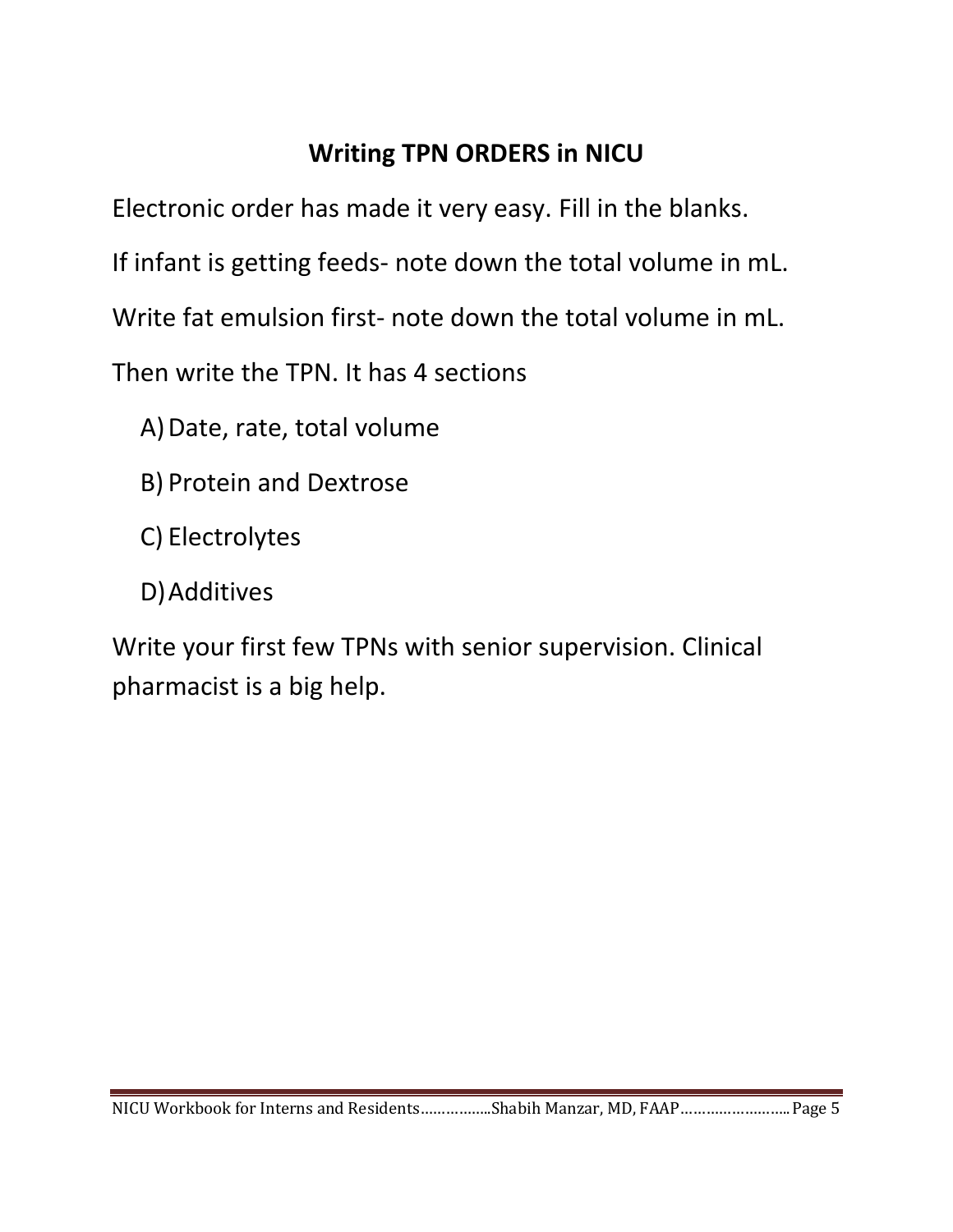## Writing TPN ORDERS in NICU

Electronic order has made it very easy. Fill in the blanks.

If infant is getting feeds- note down the total volume in mL.

Write fat emulsion first- note down the total volume in mL.

Then write the TPN. It has 4 sections

A) Date, rate, total volume
B) Protein and Dextrose
C) Electrolytes
D) Additives

Write your first few TPNs with senior supervision. Clinical pharmacist is a big help.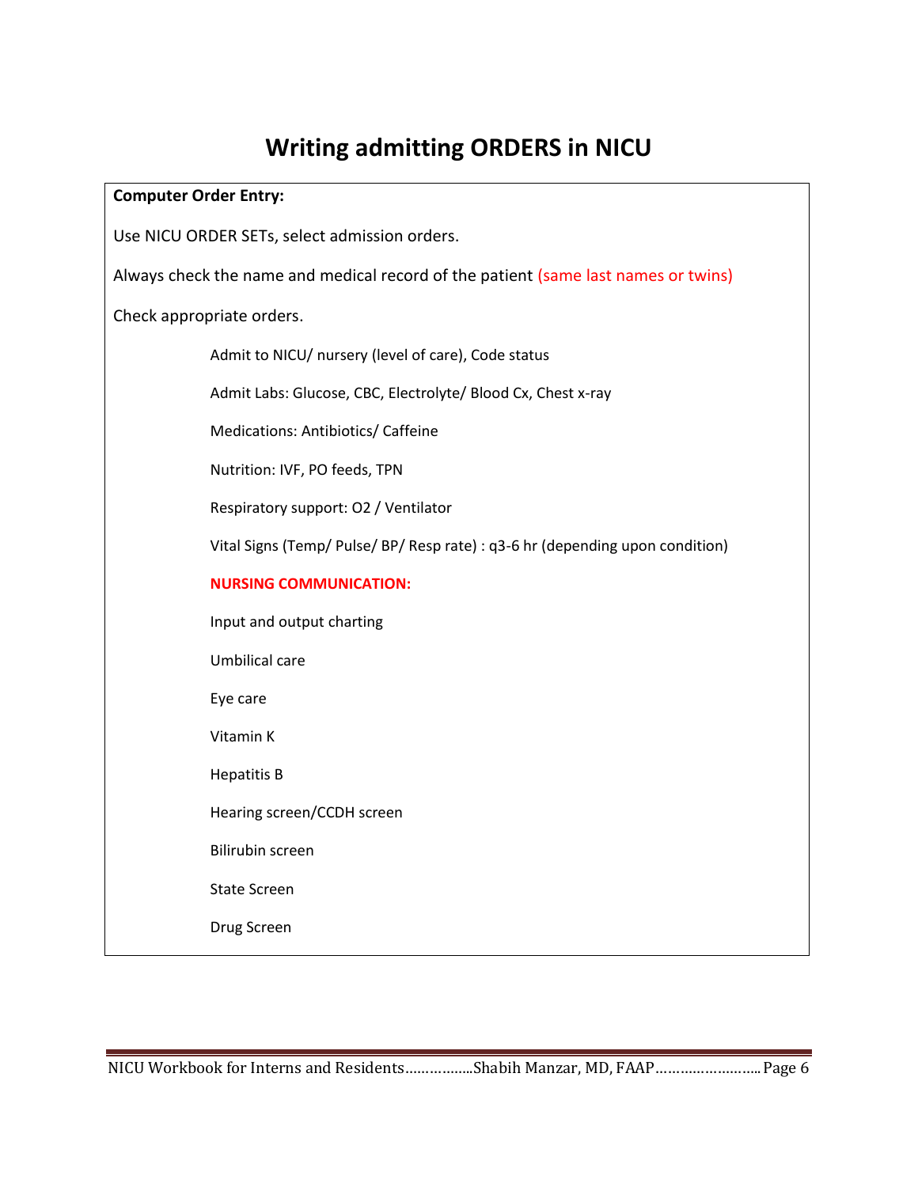# Writing admitting ORDERS in NICU

**Computer Order Entry:**

Use NICU ORDER SETs, select admission orders.

Always check the name and medical record of the patient (same last names or twins)

Check appropriate orders.

- Admit to NICU/ nursery (level of care), Code status
- Admit Labs: Glucose, CBC, Electrolyte/ Blood Cx, Chest x-ray
- Medications: Antibiotics/ Caffeine
- Nutrition: IVF, PO feeds, TPN
- Respiratory support: O2 / Ventilator
- Vital Signs (Temp/ Pulse/ BP/ Resp rate) : q3-6 hr (depending upon condition)

**NURSING COMMUNICATION:**

- Input and output charting
- Umbilical care
- Eye care
- Vitamin K
- Hepatitis B
- Hearing screen/CCDH screen
- Bilirubin screen
- State Screen
- Drug Screen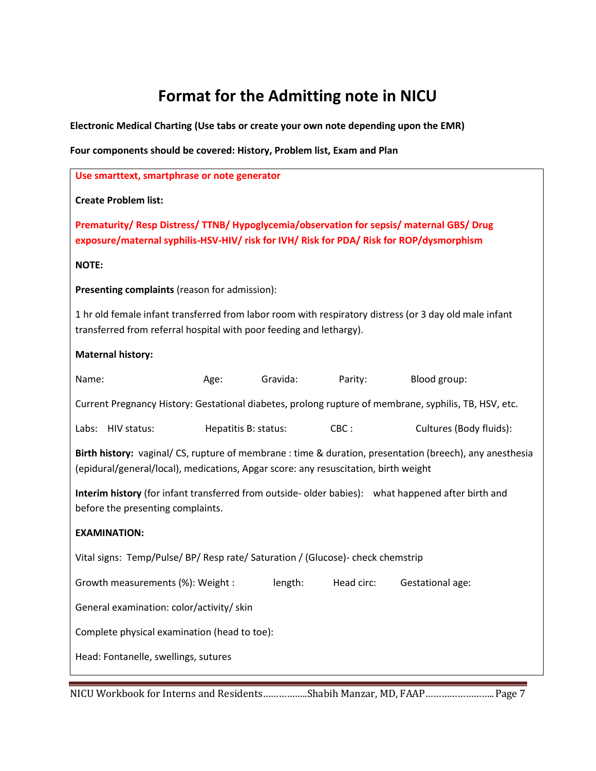# Format for the Admitting note in NICU

**Electronic Medical Charting (Use tabs or create your own note depending upon the EMR)**

**Four components should be covered: History, Problem list, Exam and Plan**

**Use smarttext, smartphrase or note generator**

**Create Problem list:**

**Prematurity/ Resp Distress/ TTNB/ Hypoglycemia/observation for sepsis/ maternal GBS/ Drug exposure/maternal syphilis-HSV-HIV/ risk for IVH/ Risk for PDA/ Risk for ROP/dysmorphism**

**NOTE:**

**Presenting complaints** (reason for admission):

1 hr old female infant transferred from labor room with respiratory distress (or 3 day old male infant transferred from referral hospital with poor feeding and lethargy).

**Maternal history:**

Name: Age: Gravida: Parity: Blood group:

Current Pregnancy History: Gestational diabetes, prolong rupture of membrane, syphilis, TB, HSV, etc.

Labs: HIV status: Hepatitis B: status: CBC : Cultures (Body fluids):

**Birth history:** vaginal/ CS, rupture of membrane : time & duration, presentation (breech), any anesthesia (epidural/general/local), medications, Apgar score: any resuscitation, birth weight

**Interim history** (for infant transferred from outside- older babies): what happened after birth and before the presenting complaints.

**EXAMINATION:**

Vital signs: Temp/Pulse/ BP/ Resp rate/ Saturation / (Glucose)- check chemstrip

Growth measurements (%): Weight : length: Head circ: Gestational age:

General examination: color/activity/ skin

Complete physical examination (head to toe):

Head: Fontanelle, swellings, sutures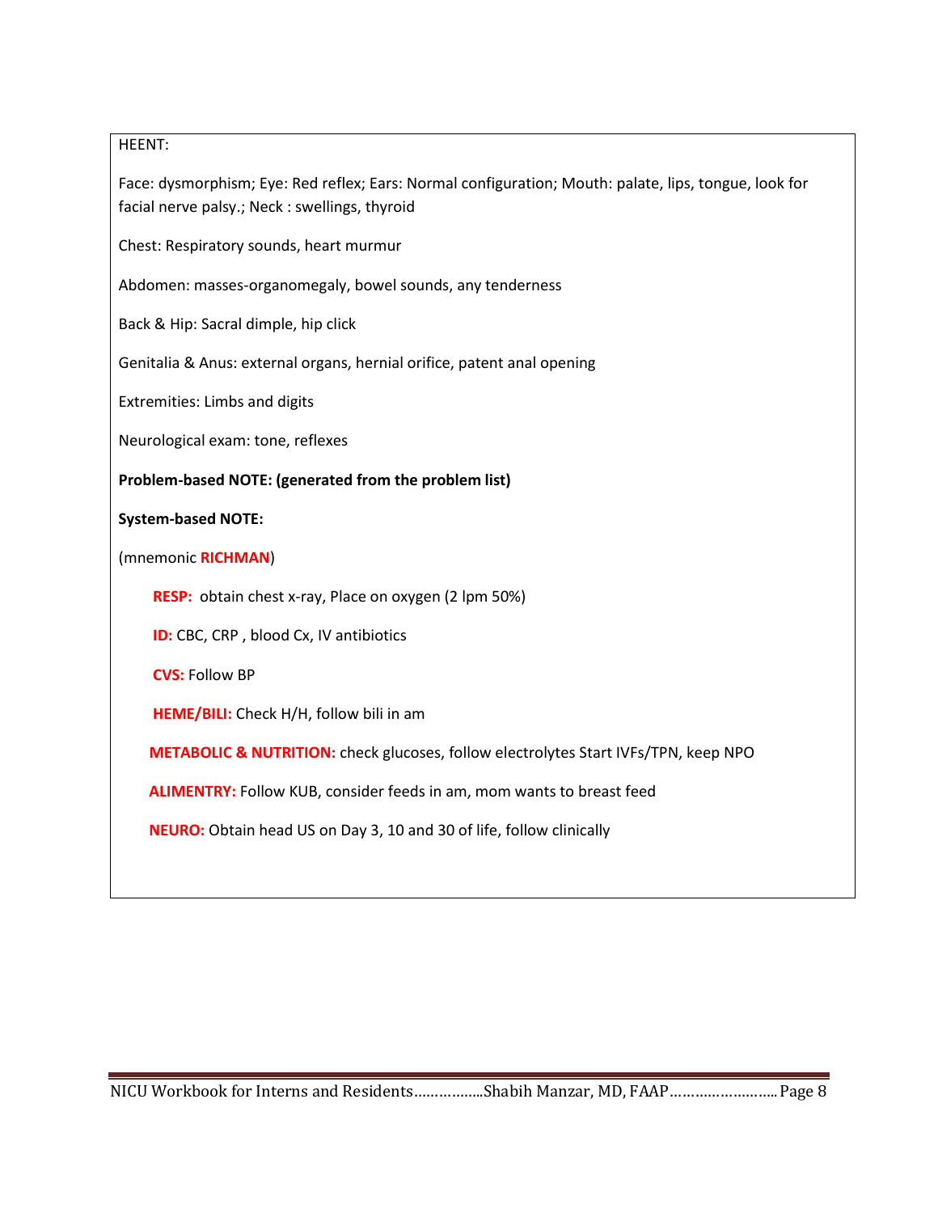HEENT:

Face: dysmorphism; Eye: Red reflex; Ears: Normal configuration; Mouth: palate, lips, tongue, look for facial nerve palsy.; Neck : swellings, thyroid

Chest: Respiratory sounds, heart murmur

Abdomen: masses-organomegaly, bowel sounds, any tenderness

Back & Hip: Sacral dimple, hip click

Genitalia & Anus: external organs, hernial orifice, patent anal opening

Extremities: Limbs and digits

Neurological exam: tone, reflexes

**Problem-based NOTE: (generated from the problem list)**

**System-based NOTE:**

(mnemonic **RICHMAN**)

- **RESP:** obtain chest x-ray, Place on oxygen (2 lpm 50%)
- **ID:** CBC, CRP , blood Cx, IV antibiotics
- **CVS:** Follow BP
- **HEME/BILI:** Check H/H, follow bili in am
- **METABOLIC & NUTRITION:** check glucoses, follow electrolytes Start IVFs/TPN, keep NPO
- **ALIMENTRY:** Follow KUB, consider feeds in am, mom wants to breast feed
- **NEURO:** Obtain head US on Day 3, 10 and 30 of life, follow clinically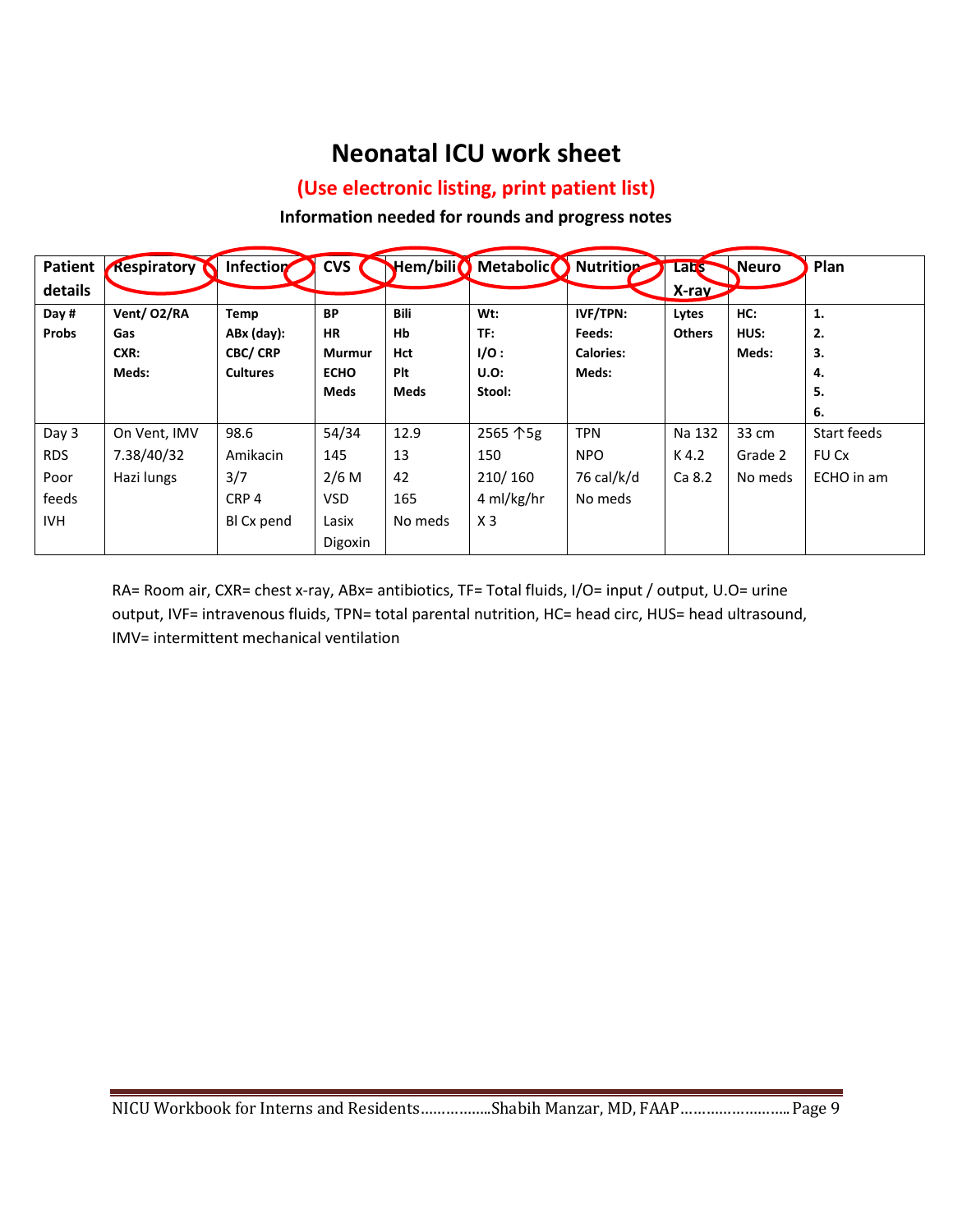# Neonatal ICU work sheet

## (Use electronic listing, print patient list)

### Information needed for rounds and progress notes

| Patient details | Respiratory | Infection | CVS | Hem/bili | Metabolic | Nutrition | Labs X-ray | Neuro | Plan |
|---|---|---|---|---|---|---|---|---|---|
| **Day #**<br>**Probs** | **Vent/ O2/RA**<br>**Gas**<br>**CXR:**<br>**Meds:** | **Temp**<br>**ABx (day):**<br>**CBC/ CRP**<br>**Cultures** | **BP**<br>**HR**<br>**Murmur**<br>**ECHO**<br>**Meds** | **Bili**<br>**Hb**<br>**Hct**<br>**Plt**<br>**Meds** | **Wt:**<br>**TF:**<br>**I/O :**<br>**U.O:**<br>**Stool:** | **IVF/TPN:**<br>**Feeds:**<br>**Calories:**<br>**Meds:** | **Lytes**<br>**Others** | **HC:**<br>**HUS:**<br>**Meds:** | **1.**<br>**2.**<br>**3.**<br>**4.**<br>**5.**<br>**6.** |
| Day 3<br>RDS<br>Poor feeds<br>IVH | On Vent, IMV<br>7.38/40/32<br>Hazi lungs | 98.6<br>Amikacin<br>3/7<br>CRP 4<br>Bl Cx pend | 54/34<br>145<br>2/6 M<br>VSD<br>Lasix<br>Digoxin | 12.9<br>13<br>42<br>165<br>No meds | 2565 ↑5g<br>150<br>210/ 160<br>4 ml/kg/hr<br>X 3 | TPN<br>NPO<br>76 cal/k/d<br>No meds | Na 132<br>K 4.2<br>Ca 8.2 | 33 cm<br>Grade 2<br>No meds | Start feeds<br>FU Cx<br>ECHO in am |

RA= Room air, CXR= chest x-ray, ABx= antibiotics, TF= Total fluids, I/O= input / output, U.O= urine output, IVF= intravenous fluids, TPN= total parental nutrition, HC= head circ, HUS= head ultrasound, IMV= intermittent mechanical ventilation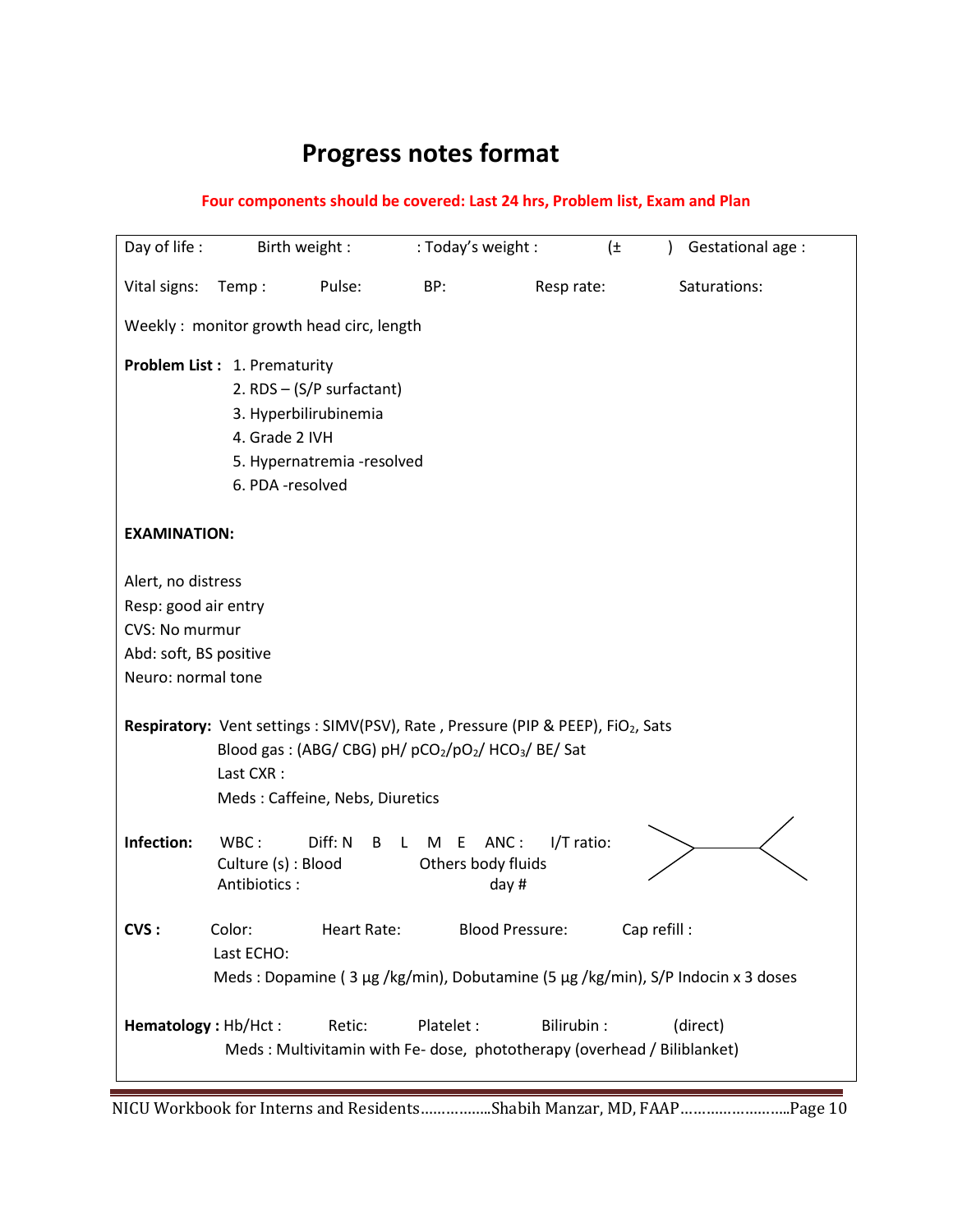# Progress notes format

**Four components should be covered: Last 24 hrs, Problem list, Exam and Plan**

Day of life :    Birth weight :    : Today's weight :    (±    )  Gestational age :

Vital signs:  Temp :    Pulse:    BP:    Resp rate:    Saturations:

Weekly : monitor growth head circ, length

**Problem List :**
1. Prematurity
2. RDS – (S/P surfactant)
3. Hyperbilirubinemia
4. Grade 2 IVH
5. Hypernatremia -resolved
6. PDA -resolved

**EXAMINATION:**

Alert, no distress
Resp: good air entry
CVS: No murmur
Abd: soft, BS positive
Neuro: normal tone

**Respiratory:** Vent settings : SIMV(PSV), Rate , Pressure (PIP & PEEP), $FiO_2$, Sats
Blood gas : (ABG/ CBG) pH/ $pCO_2$/$pO_2$/ $HCO_3$/ BE/ Sat
Last CXR :
Meds : Caffeine, Nebs, Diuretics

**Infection:** WBC :    Diff: N  B  L  M  E  ANC :    I/T ratio:
Culture (s) : Blood    Others body fluids
Antibiotics :    day #

**CVS :** Color:    Heart Rate:    Blood Pressure:    Cap refill :
Last ECHO:
Meds : Dopamine ( 3 μg /kg/min), Dobutamine (5 μg /kg/min), S/P Indocin x 3 doses

**Hematology :** Hb/Hct :    Retic:    Platelet :    Bilirubin :    (direct)
Meds : Multivitamin with Fe- dose, phototherapy (overhead / Biliblanket)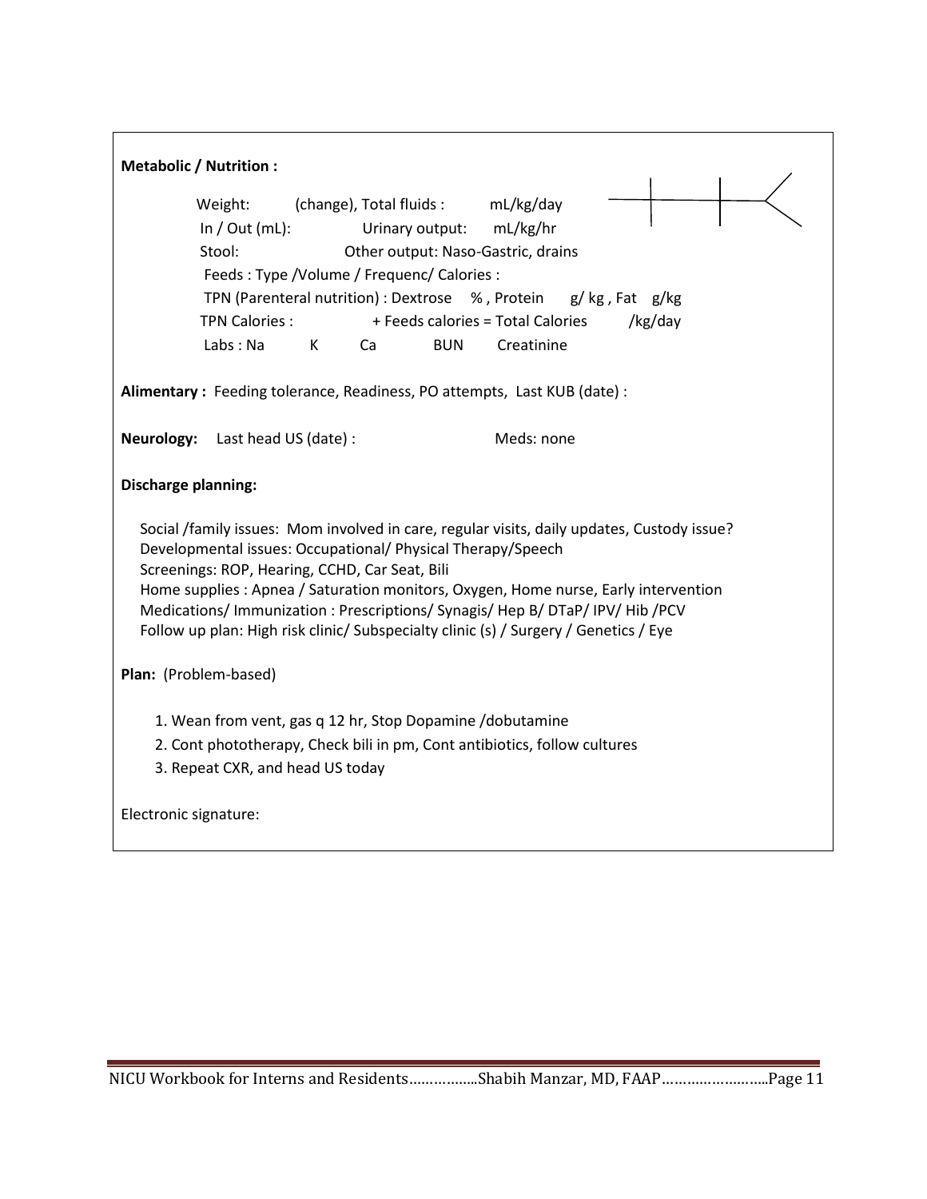**Metabolic / Nutrition :**

Weight: (change), Total fluids : mL/kg/day
In / Out (mL): Urinary output: mL/kg/hr
Stool: Other output: Naso-Gastric, drains
Feeds : Type /Volume / Frequenc/ Calories :
TPN (Parenteral nutrition) : Dextrose % , Protein g/ kg , Fat g/kg
TPN Calories : + Feeds calories = Total Calories /kg/day
Labs : Na K Ca BUN Creatinine

**Alimentary :** Feeding tolerance, Readiness, PO attempts, Last KUB (date) :

**Neurology:** Last head US (date) : Meds: none

**Discharge planning:**

Social /family issues: Mom involved in care, regular visits, daily updates, Custody issue?
Developmental issues: Occupational/ Physical Therapy/Speech
Screenings: ROP, Hearing, CCHD, Car Seat, Bili
Home supplies : Apnea / Saturation monitors, Oxygen, Home nurse, Early intervention
Medications/ Immunization : Prescriptions/ Synagis/ Hep B/ DTaP/ IPV/ Hib /PCV
Follow up plan: High risk clinic/ Subspecialty clinic (s) / Surgery / Genetics / Eye

**Plan:** (Problem-based)

1. Wean from vent, gas q 12 hr, Stop Dopamine /dobutamine
2. Cont phototherapy, Check bili in pm, Cont antibiotics, follow cultures
3. Repeat CXR, and head US today

Electronic signature: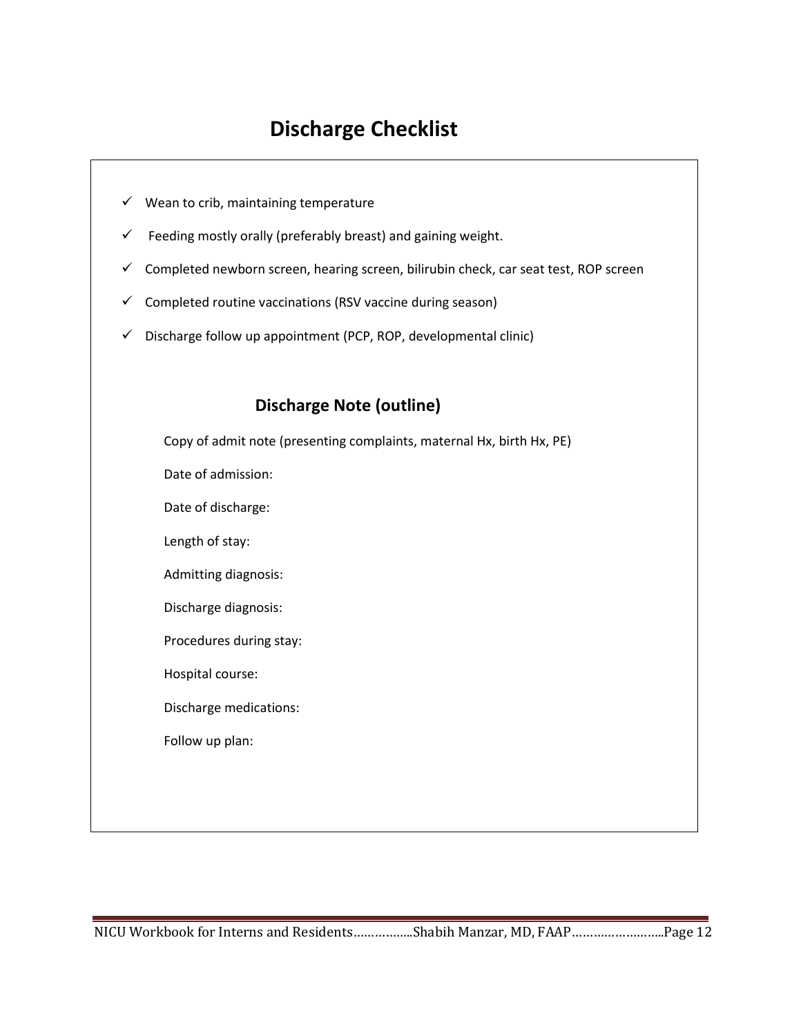# Discharge Checklist

- ✓ Wean to crib, maintaining temperature
- ✓ Feeding mostly orally (preferably breast) and gaining weight.
- ✓ Completed newborn screen, hearing screen, bilirubin check, car seat test, ROP screen
- ✓ Completed routine vaccinations (RSV vaccine during season)
- ✓ Discharge follow up appointment (PCP, ROP, developmental clinic)

## Discharge Note (outline)

Copy of admit note (presenting complaints, maternal Hx, birth Hx, PE)

Date of admission:

Date of discharge:

Length of stay:

Admitting diagnosis:

Discharge diagnosis:

Procedures during stay:

Hospital course:

Discharge medications:

Follow up plan: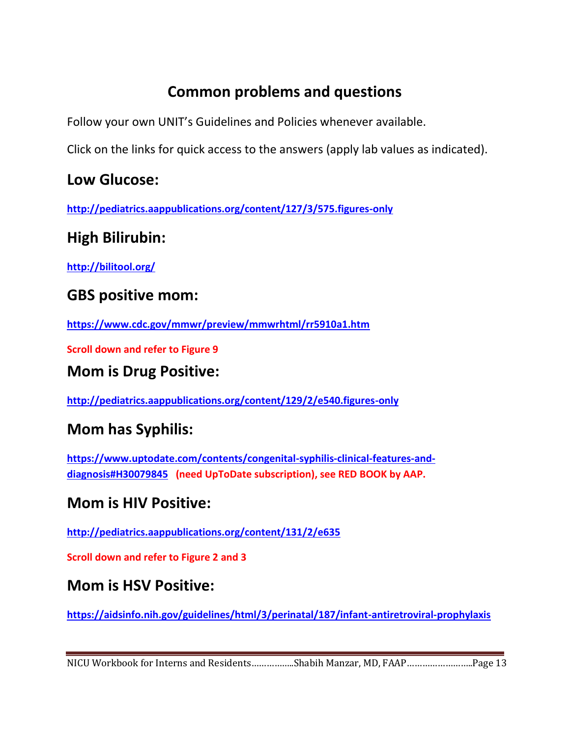# Common problems and questions

Follow your own UNIT's Guidelines and Policies whenever available.

Click on the links for quick access to the answers (apply lab values as indicated).

## Low Glucose:

**http://pediatrics.aappublications.org/content/127/3/575.figures-only**

## High Bilirubin:

**http://bilitool.org/**

## GBS positive mom:

**https://www.cdc.gov/mmwr/preview/mmwrhtml/rr5910a1.htm**

**Scroll down and refer to Figure 9**

## Mom is Drug Positive:

**http://pediatrics.aappublications.org/content/129/2/e540.figures-only**

## Mom has Syphilis:

**https://www.uptodate.com/contents/congenital-syphilis-clinical-features-and-diagnosis#H30079845** **(need UpToDate subscription), see RED BOOK by AAP.**

## Mom is HIV Positive:

**http://pediatrics.aappublications.org/content/131/2/e635**

**Scroll down and refer to Figure 2 and 3**

## Mom is HSV Positive:

**https://aidsinfo.nih.gov/guidelines/html/3/perinatal/187/infant-antiretroviral-prophylaxis**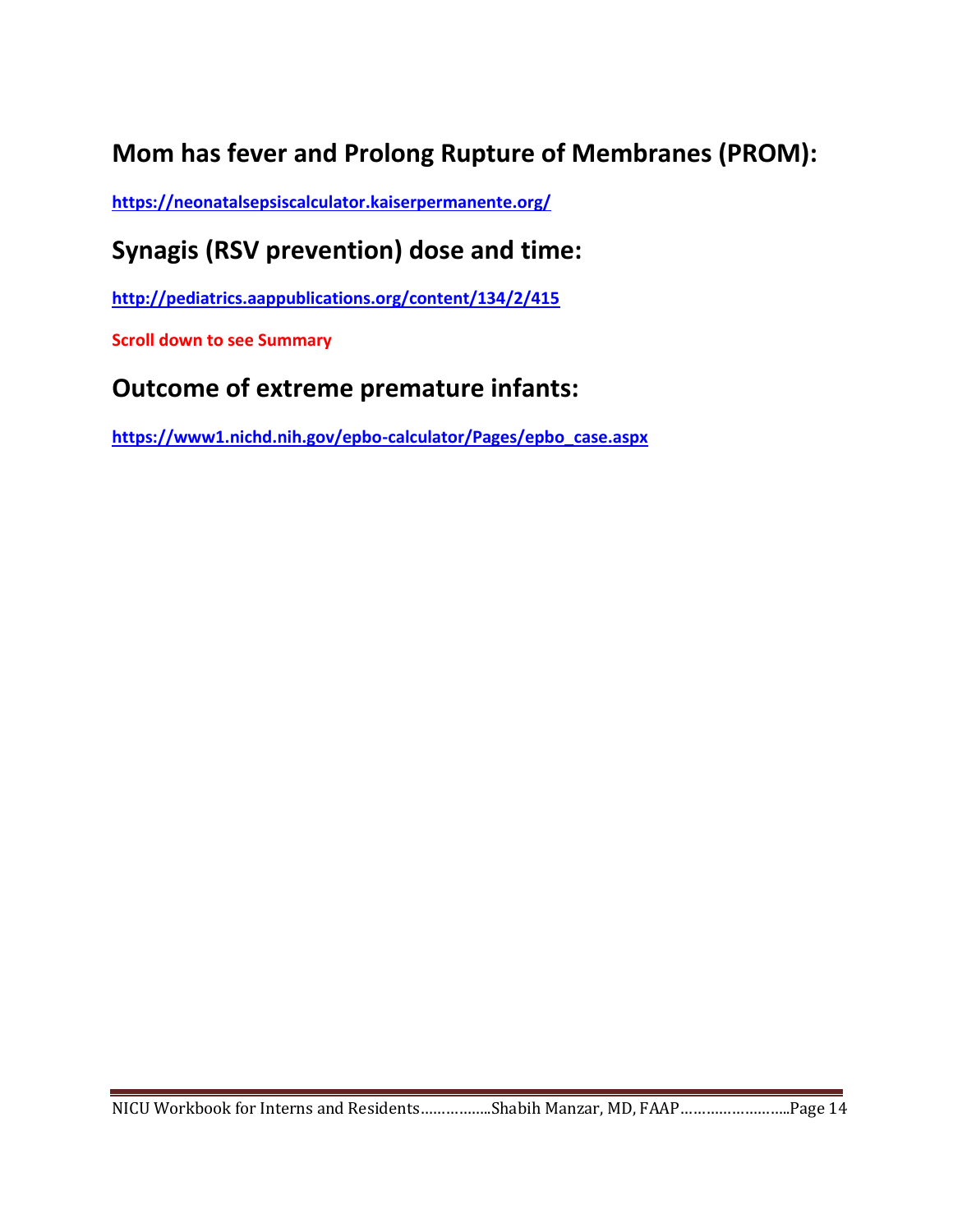## Mom has fever and Prolong Rupture of Membranes (PROM):

**https://neonatalsepsiscalculator.kaiserpermanente.org/**

## Synagis (RSV prevention) dose and time:

**http://pediatrics.aappublications.org/content/134/2/415**

**Scroll down to see Summary**

## Outcome of extreme premature infants:

**https://www1.nichd.nih.gov/epbo-calculator/Pages/epbo_case.aspx**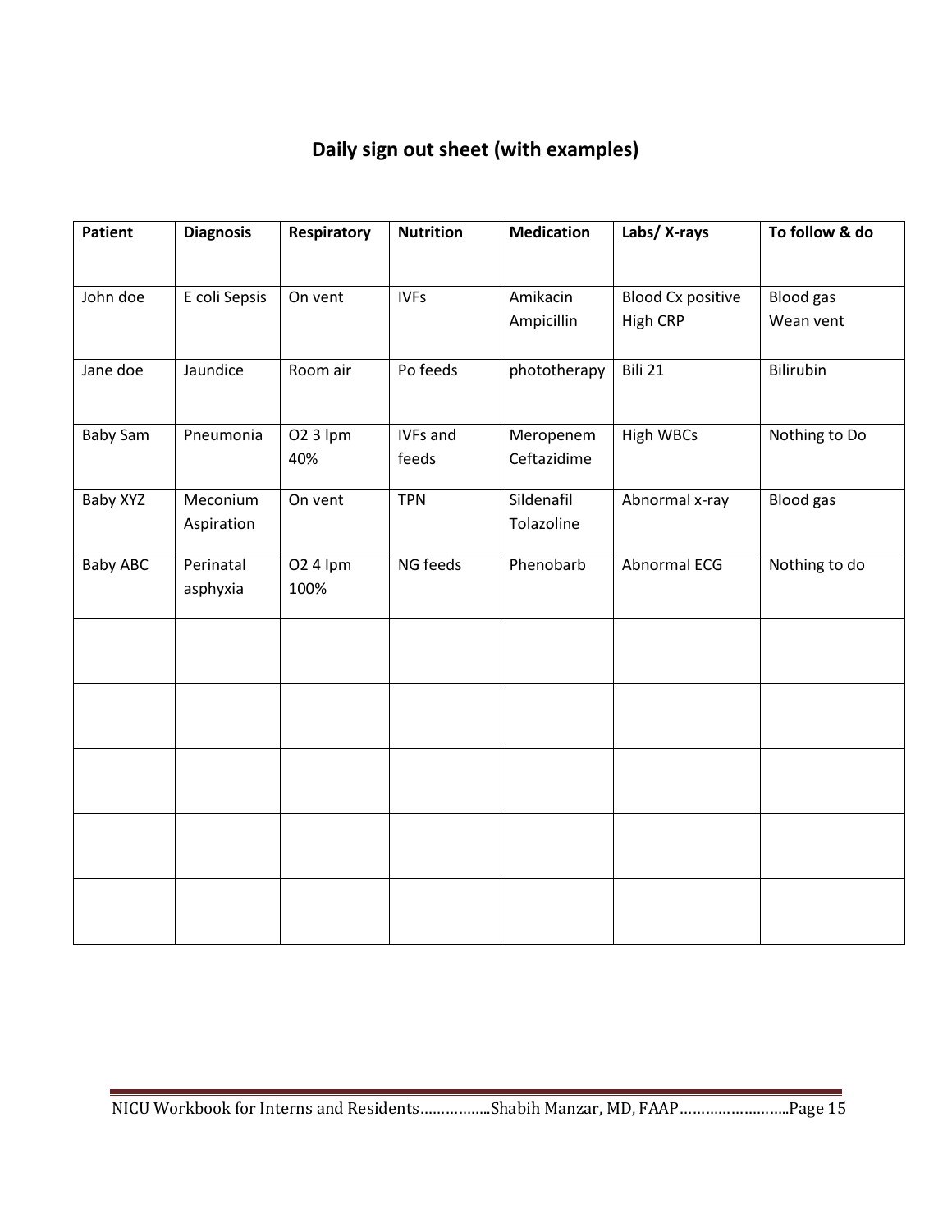## Daily sign out sheet (with examples)

| Patient | Diagnosis | Respiratory | Nutrition | Medication | Labs/ X-rays | To follow & do |
|---|---|---|---|---|---|---|
| John doe | E coli Sepsis | On vent | IVFs | Amikacin<br>Ampicillin | Blood Cx positive<br>High CRP | Blood gas<br>Wean vent |
| Jane doe | Jaundice | Room air | Po feeds | phototherapy | Bili 21 | Bilirubin |
| Baby Sam | Pneumonia | O2 3 lpm<br>40% | IVFs and<br>feeds | Meropenem<br>Ceftazidime | High WBCs | Nothing to Do |
| Baby XYZ | Meconium<br>Aspiration | On vent | TPN | Sildenafil<br>Tolazoline | Abnormal x-ray | Blood gas |
| Baby ABC | Perinatal<br>asphyxia | O2 4 lpm<br>100% | NG feeds | Phenobarb | Abnormal ECG | Nothing to do |
| | | | | | | |
| | | | | | | |
| | | | | | | |
| | | | | | | |
| | | | | | | |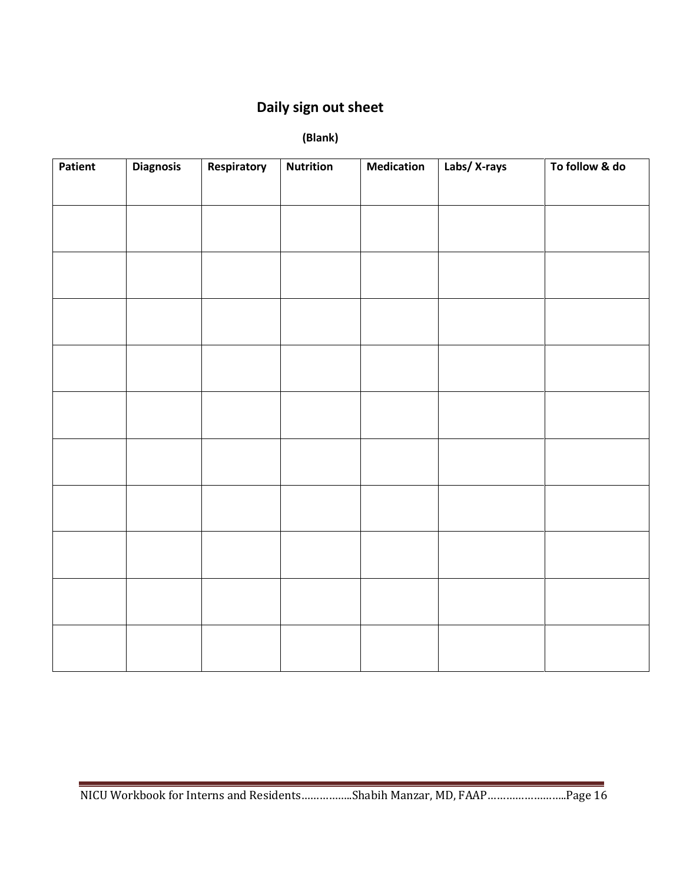# Daily sign out sheet

**(Blank)**

| Patient | Diagnosis | Respiratory | Nutrition | Medication | Labs/ X-rays | To follow & do |
|---|---|---|---|---|---|---|
| | | | | | | |
| | | | | | | |
| | | | | | | |
| | | | | | | |
| | | | | | | |
| | | | | | | |
| | | | | | | |
| | | | | | | |
| | | | | | | |
| | | | | | | |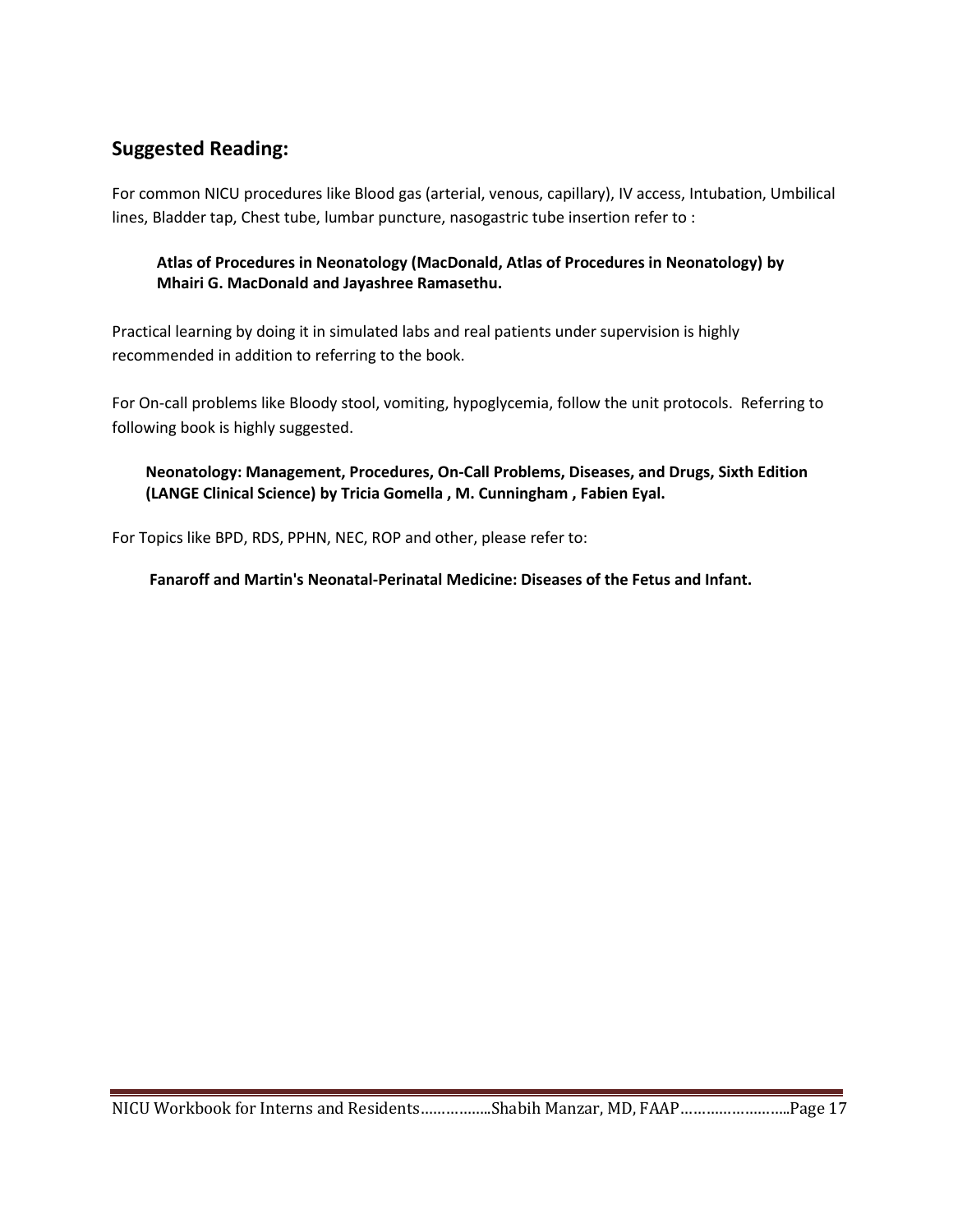## Suggested Reading:

For common NICU procedures like Blood gas (arterial, venous, capillary), IV access, Intubation, Umbilical lines, Bladder tap, Chest tube, lumbar puncture, nasogastric tube insertion refer to :

> **Atlas of Procedures in Neonatology (MacDonald, Atlas of Procedures in Neonatology) by Mhairi G. MacDonald and Jayashree Ramasethu.**

Practical learning by doing it in simulated labs and real patients under supervision is highly recommended in addition to referring to the book.

For On-call problems like Bloody stool, vomiting, hypoglycemia, follow the unit protocols. Referring to following book is highly suggested.

> **Neonatology: Management, Procedures, On-Call Problems, Diseases, and Drugs, Sixth Edition (LANGE Clinical Science) by Tricia Gomella , M. Cunningham , Fabien Eyal.**

For Topics like BPD, RDS, PPHN, NEC, ROP and other, please refer to:

> **Fanaroff and Martin's Neonatal-Perinatal Medicine: Diseases of the Fetus and Infant.**